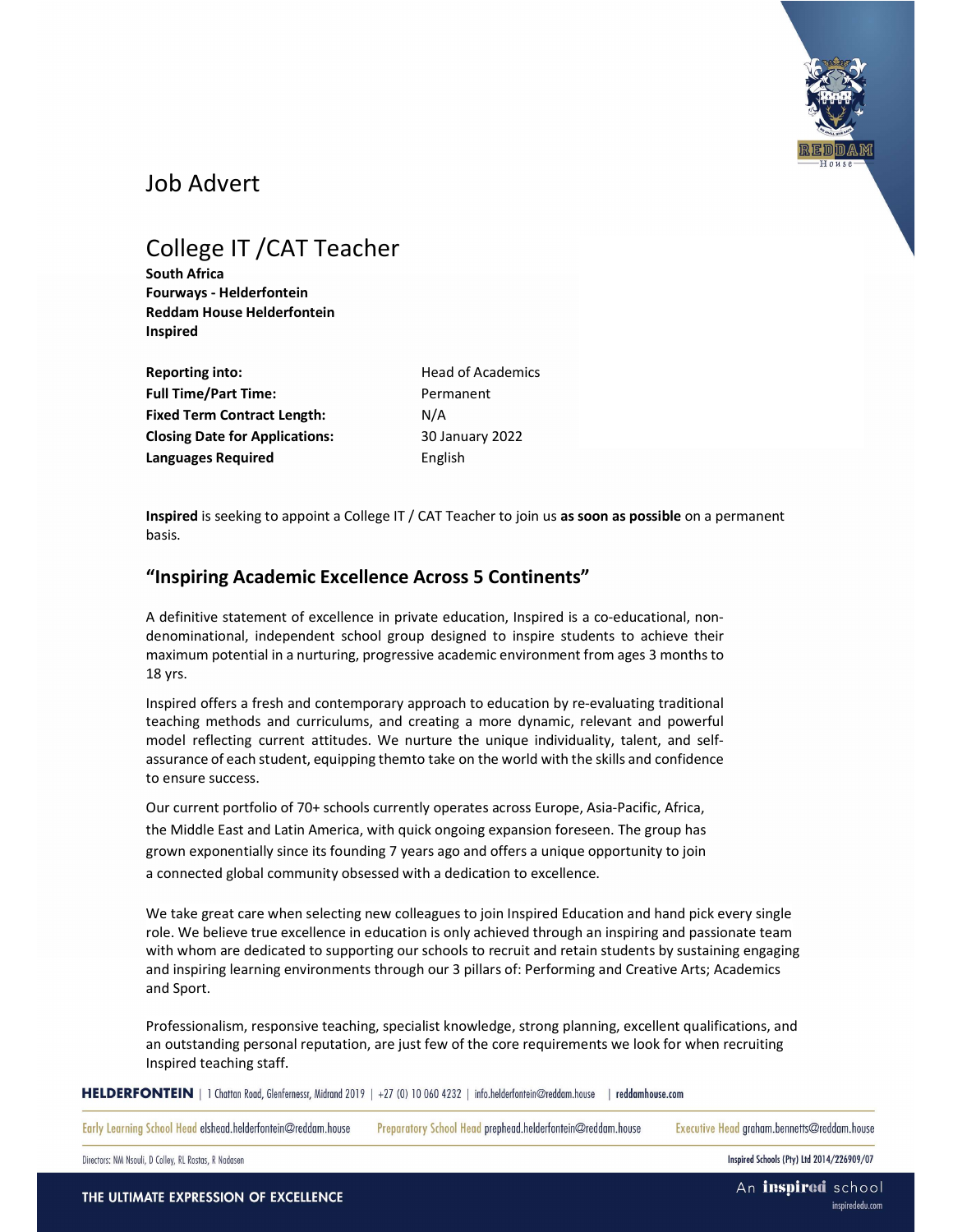# Job Advert

## College IT /CAT Teacher

**South Africa**
**Fourways - Helderfontein**
**Reddam House Helderfontein**
**Inspired**

| | |
|---|---|
| **Reporting into:** | Head of Academics |
| **Full Time/Part Time:** | Permanent |
| **Fixed Term Contract Length:** | N/A |
| **Closing Date for Applications:** | 30 January 2022 |
| **Languages Required** | English |

**Inspired** is seeking to appoint a College IT / CAT Teacher to join us **as soon as possible** on a permanent basis.

### "Inspiring Academic Excellence Across 5 Continents"

A definitive statement of excellence in private education, Inspired is a co-educational, non-denominational, independent school group designed to inspire students to achieve their maximum potential in a nurturing, progressive academic environment from ages 3 months to 18 yrs.

Inspired offers a fresh and contemporary approach to education by re-evaluating traditional teaching methods and curriculums, and creating a more dynamic, relevant and powerful model reflecting current attitudes. We nurture the unique individuality, talent, and self-assurance of each student, equipping themto take on the world with the skills and confidence to ensure success.

Our current portfolio of 70+ schools currently operates across Europe, Asia-Pacific, Africa, the Middle East and Latin America, with quick ongoing expansion foreseen. The group has grown exponentially since its founding 7 years ago and offers a unique opportunity to join a connected global community obsessed with a dedication to excellence.

We take great care when selecting new colleagues to join Inspired Education and hand pick every single role. We believe true excellence in education is only achieved through an inspiring and passionate team with whom are dedicated to supporting our schools to recruit and retain students by sustaining engaging and inspiring learning environments through our 3 pillars of: Performing and Creative Arts; Academics and Sport.

Professionalism, responsive teaching, specialist knowledge, strong planning, excellent qualifications, and an outstanding personal reputation, are just few of the core requirements we look for when recruiting Inspired teaching staff.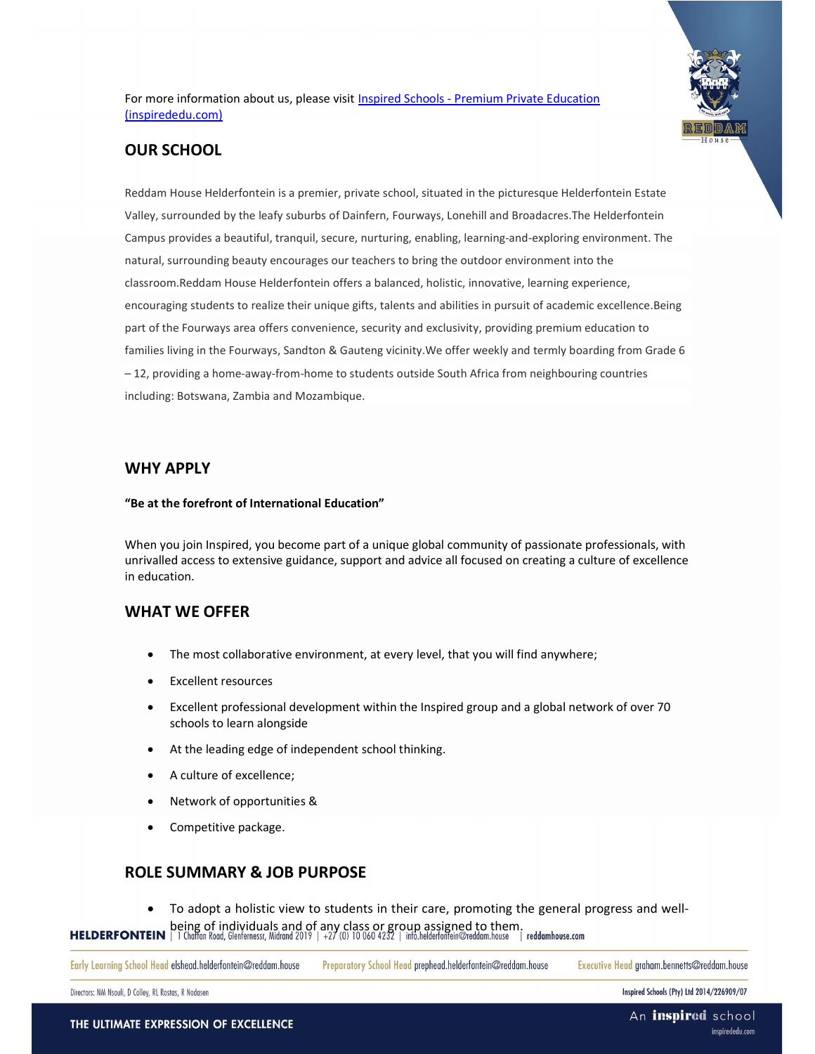For more information about us, please visit [Inspired Schools - Premium Private Education (inspiredu.com)](inspirededu.com)

## OUR SCHOOL

Reddam House Helderfontein is a premier, private school, situated in the picturesque Helderfontein Estate Valley, surrounded by the leafy suburbs of Dainfern, Fourways, Lonehill and Broadacres.The Helderfontein Campus provides a beautiful, tranquil, secure, nurturing, enabling, learning-and-exploring environment. The natural, surrounding beauty encourages our teachers to bring the outdoor environment into the classroom.Reddam House Helderfontein offers a balanced, holistic, innovative, learning experience, encouraging students to realize their unique gifts, talents and abilities in pursuit of academic excellence.Being part of the Fourways area offers convenience, security and exclusivity, providing premium education to families living in the Fourways, Sandton & Gauteng vicinity.We offer weekly and termly boarding from Grade 6 – 12, providing a home-away-from-home to students outside South Africa from neighbouring countries including: Botswana, Zambia and Mozambique.

## WHY APPLY

**"Be at the forefront of International Education"**

When you join Inspired, you become part of a unique global community of passionate professionals, with unrivalled access to extensive guidance, support and advice all focused on creating a culture of excellence in education.

## WHAT WE OFFER

- The most collaborative environment, at every level, that you will find anywhere;
- Excellent resources
- Excellent professional development within the Inspired group and a global network of over 70 schools to learn alongside
- At the leading edge of independent school thinking.
- A culture of excellence;
- Network of opportunities &
- Competitive package.

## ROLE SUMMARY & JOB PURPOSE

- To adopt a holistic view to students in their care, promoting the general progress and well-being of individuals and of any class or group assigned to them.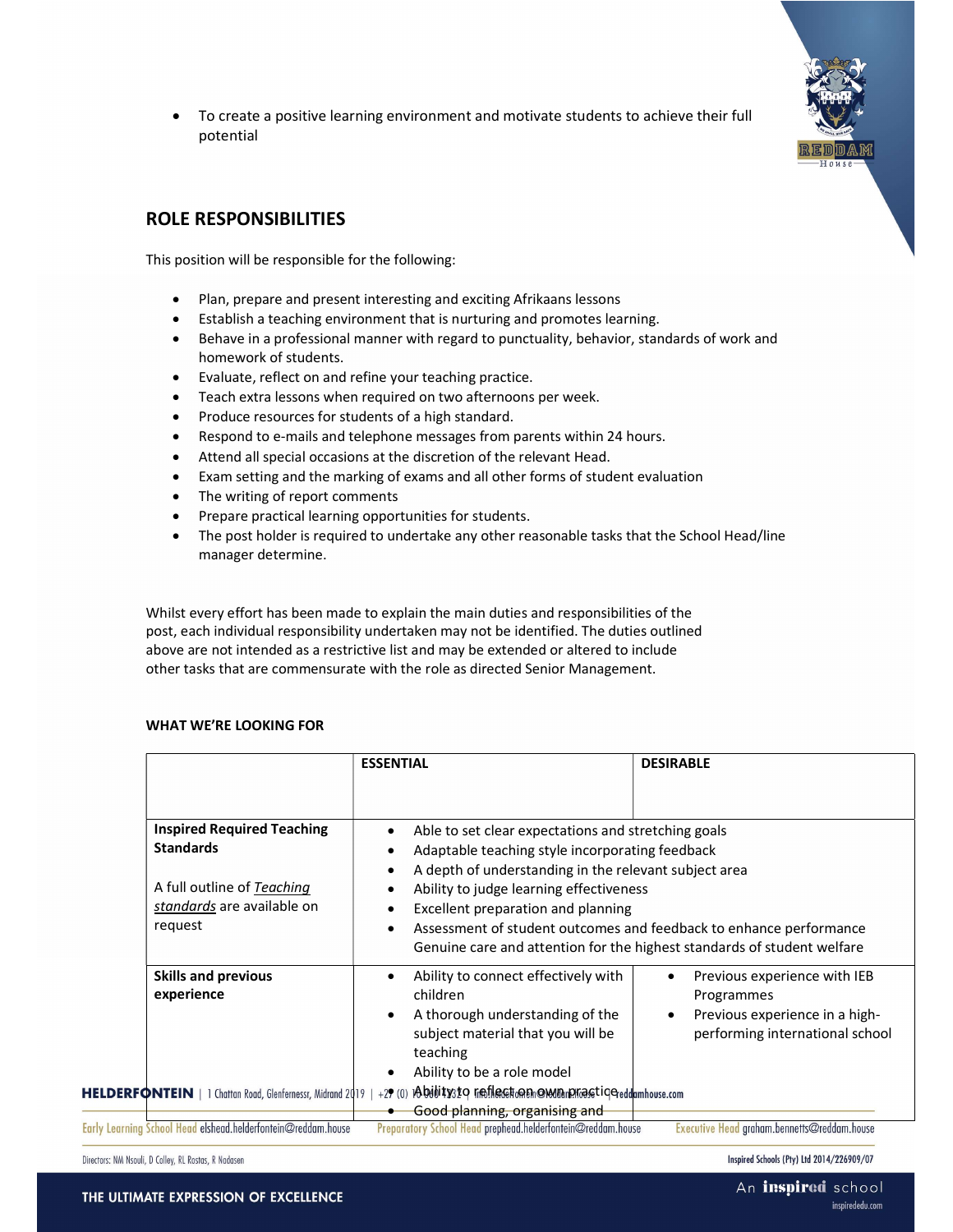- To create a positive learning environment and motivate students to achieve their full potential

## ROLE RESPONSIBILITIES

This position will be responsible for the following:

- Plan, prepare and present interesting and exciting Afrikaans lessons
- Establish a teaching environment that is nurturing and promotes learning.
- Behave in a professional manner with regard to punctuality, behavior, standards of work and homework of students.
- Evaluate, reflect on and refine your teaching practice.
- Teach extra lessons when required on two afternoons per week.
- Produce resources for students of a high standard.
- Respond to e-mails and telephone messages from parents within 24 hours.
- Attend all special occasions at the discretion of the relevant Head.
- Exam setting and the marking of exams and all other forms of student evaluation
- The writing of report comments
- Prepare practical learning opportunities for students.
- The post holder is required to undertake any other reasonable tasks that the School Head/line manager determine.

Whilst every effort has been made to explain the main duties and responsibilities of the post, each individual responsibility undertaken may not be identified. The duties outlined above are not intended as a restrictive list and may be extended or altered to include other tasks that are commensurate with the role as directed Senior Management.

**WHAT WE'RE LOOKING FOR**

| | **ESSENTIAL** | **DESIRABLE** |
|---|---|---|
| **Inspired Required Teaching Standards**<br><br>A full outline of *Teaching standards* are available on request | • Able to set clear expectations and stretching goals<br>• Adaptable teaching style incorporating feedback<br>• A depth of understanding in the relevant subject area<br>• Ability to judge learning effectiveness<br>• Excellent preparation and planning<br>• Assessment of student outcomes and feedback to enhance performance<br>Genuine care and attention for the highest standards of student welfare | |
| **Skills and previous experience** | • Ability to connect effectively with children<br>• A thorough understanding of the subject material that you will be teaching<br>• Ability to be a role model<br>• Ability to reflect on own practice<br>• Good planning, organising and | • Previous experience with IEB Programmes<br>• Previous experience in a high-performing international school |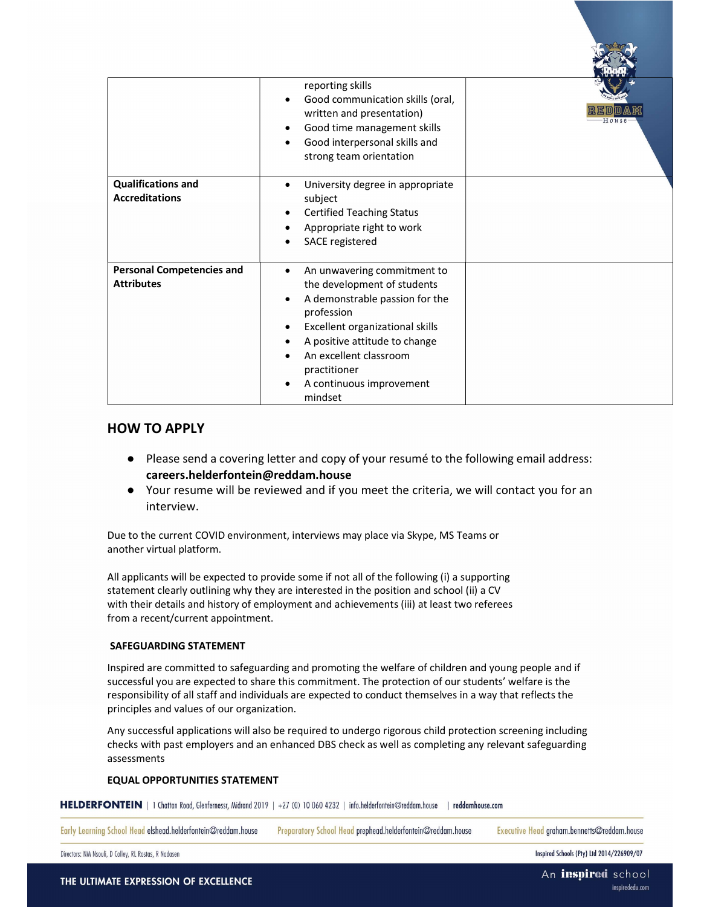| | | |
|---|---|---|
| | • reporting skills<br>• Good communication skills (oral, written and presentation)<br>• Good time management skills<br>• Good interpersonal skills and strong team orientation | |
| **Qualifications and Accreditations** | • University degree in appropriate subject<br>• Certified Teaching Status<br>• Appropriate right to work<br>• SACE registered | |
| **Personal Competencies and Attributes** | • An unwavering commitment to the development of students<br>• A demonstrable passion for the profession<br>• Excellent organizational skills<br>• A positive attitude to change<br>• An excellent classroom practitioner<br>• A continuous improvement mindset | |

## HOW TO APPLY

- Please send a covering letter and copy of your resumé to the following email address: **careers.helderfontein@reddam.house**
- Your resume will be reviewed and if you meet the criteria, we will contact you for an interview.

Due to the current COVID environment, interviews may place via Skype, MS Teams or another virtual platform.

All applicants will be expected to provide some if not all of the following (i) a supporting statement clearly outlining why they are interested in the position and school (ii) a CV with their details and history of employment and achievements (iii) at least two referees from a recent/current appointment.

### SAFEGUARDING STATEMENT

Inspired are committed to safeguarding and promoting the welfare of children and young people and if successful you are expected to share this commitment. The protection of our students' welfare is the responsibility of all staff and individuals are expected to conduct themselves in a way that reflects the principles and values of our organization.

Any successful applications will also be required to undergo rigorous child protection screening including checks with past employers and an enhanced DBS check as well as completing any relevant safeguarding assessments

### EQUAL OPPORTUNITIES STATEMENT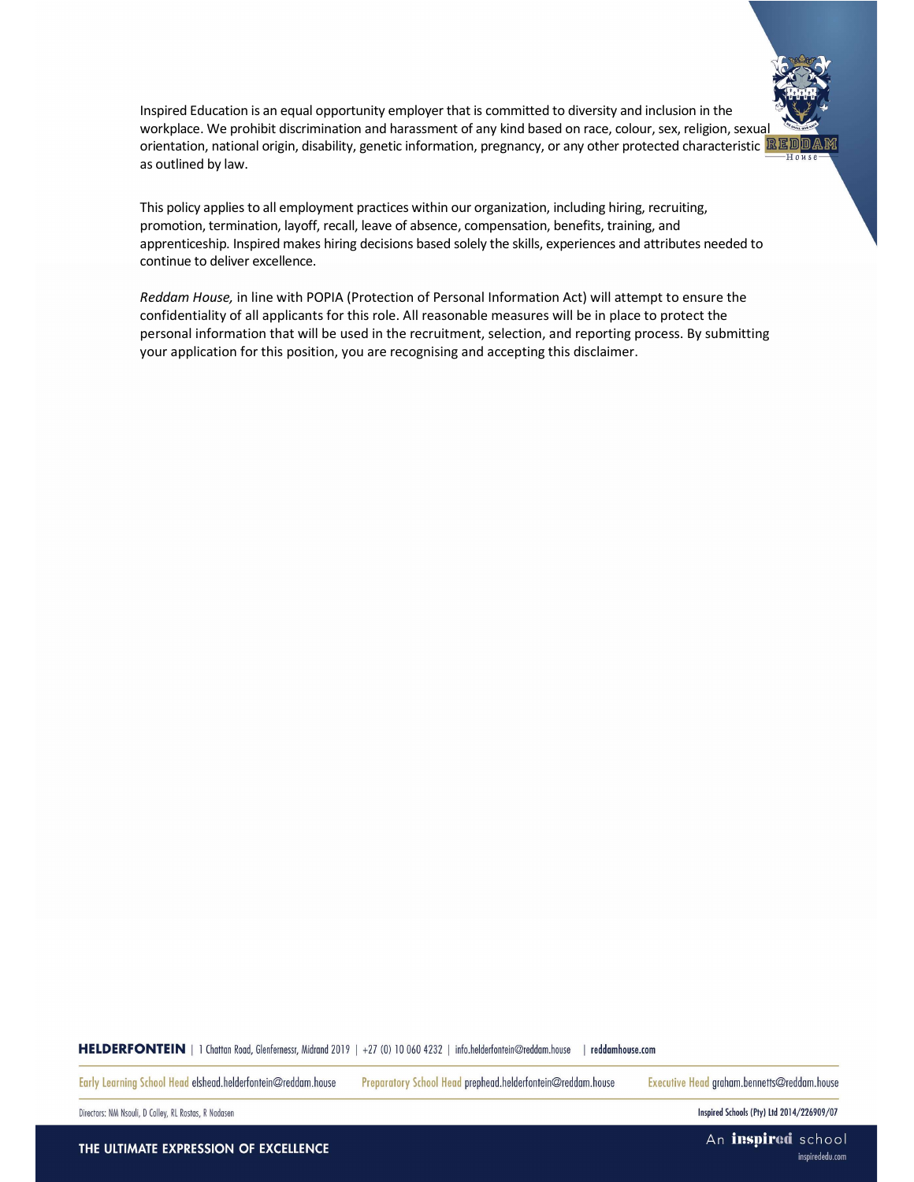Inspired Education is an equal opportunity employer that is committed to diversity and inclusion in the workplace. We prohibit discrimination and harassment of any kind based on race, colour, sex, religion, sexual orientation, national origin, disability, genetic information, pregnancy, or any other protected characteristic as outlined by law.

This policy applies to all employment practices within our organization, including hiring, recruiting, promotion, termination, layoff, recall, leave of absence, compensation, benefits, training, and apprenticeship. Inspired makes hiring decisions based solely the skills, experiences and attributes needed to continue to deliver excellence.

*Reddam House,* in line with POPIA (Protection of Personal Information Act) will attempt to ensure the confidentiality of all applicants for this role. All reasonable measures will be in place to protect the personal information that will be used in the recruitment, selection, and reporting process. By submitting your application for this position, you are recognising and accepting this disclaimer.